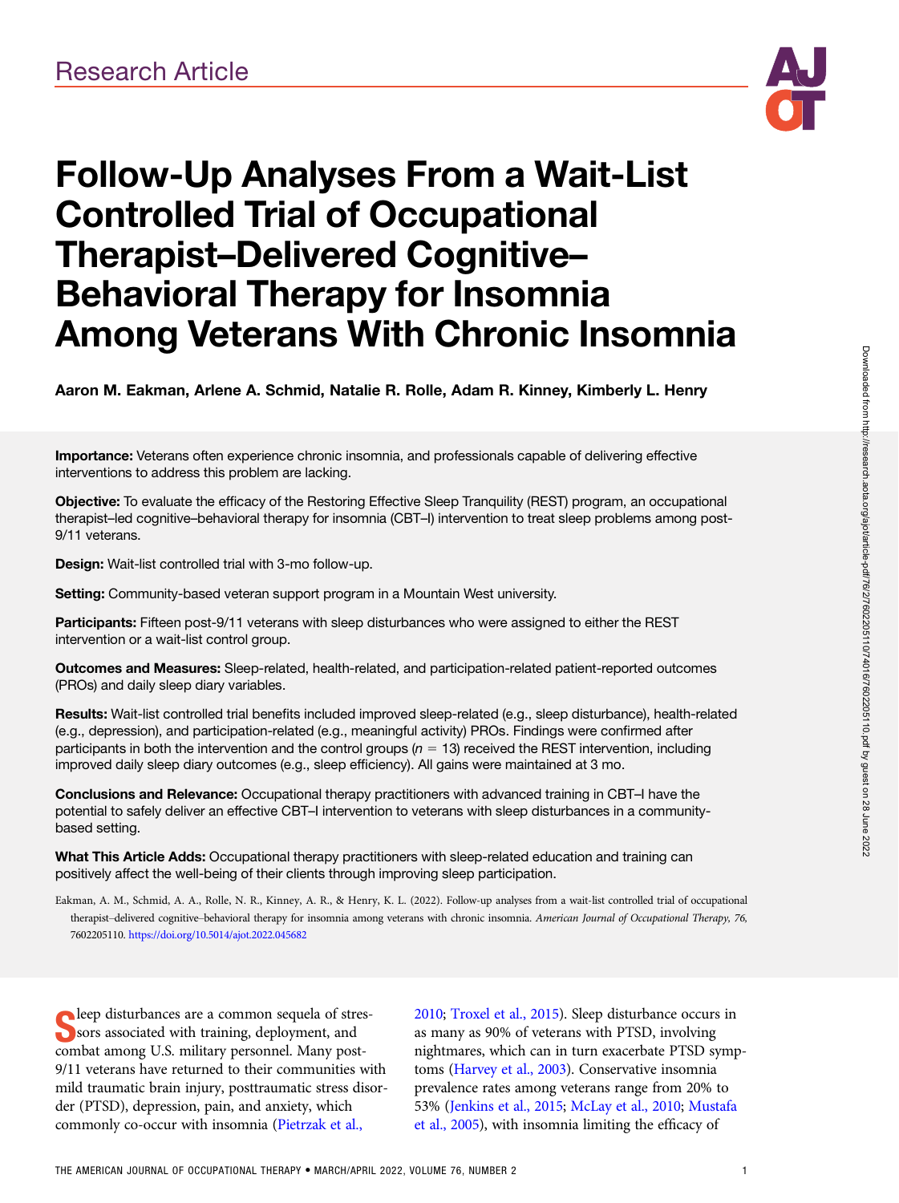Research Article

# Follow-Up Analyses From a Wait-List Controlled Trial of Occupational Therapist–Delivered Cognitive–Behavioral Therapy for Insomnia Among Veterans With Chronic Insomnia

**Aaron M. Eakman, Arlene A. Schmid, Natalie R. Rolle, Adam R. Kinney, Kimberly L. Henry**

**Importance:** Veterans often experience chronic insomnia, and professionals capable of delivering effective interventions to address this problem are lacking.

**Objective:** To evaluate the efficacy of the Restoring Effective Sleep Tranquility (REST) program, an occupational therapist–led cognitive–behavioral therapy for insomnia (CBT–I) intervention to treat sleep problems among post-9/11 veterans.

**Design:** Wait-list controlled trial with 3-mo follow-up.

**Setting:** Community-based veteran support program in a Mountain West university.

**Participants:** Fifteen post-9/11 veterans with sleep disturbances who were assigned to either the REST intervention or a wait-list control group.

**Outcomes and Measures:** Sleep-related, health-related, and participation-related patient-reported outcomes (PROs) and daily sleep diary variables.

**Results:** Wait-list controlled trial benefits included improved sleep-related (e.g., sleep disturbance), health-related (e.g., depression), and participation-related (e.g., meaningful activity) PROs. Findings were confirmed after participants in both the intervention and the control groups ($n = 13$) received the REST intervention, including improved daily sleep diary outcomes (e.g., sleep efficiency). All gains were maintained at 3 mo.

**Conclusions and Relevance:** Occupational therapy practitioners with advanced training in CBT–I have the potential to safely deliver an effective CBT–I intervention to veterans with sleep disturbances in a community-based setting.

**What This Article Adds:** Occupational therapy practitioners with sleep-related education and training can positively affect the well-being of their clients through improving sleep participation.

Eakman, A. M., Schmid, A. A., Rolle, N. R., Kinney, A. R., & Henry, K. L. (2022). Follow-up analyses from a wait-list controlled trial of occupational therapist–delivered cognitive–behavioral therapy for insomnia among veterans with chronic insomnia. *American Journal of Occupational Therapy, 76*, 7602205110. https://doi.org/10.5014/ajot.2022.045682

Sleep disturbances are a common sequela of stressors associated with training, deployment, and combat among U.S. military personnel. Many post-9/11 veterans have returned to their communities with mild traumatic brain injury, posttraumatic stress disorder (PTSD), depression, pain, and anxiety, which commonly co-occur with insomnia (Pietrzak et al., 2010; Troxel et al., 2015). Sleep disturbance occurs in as many as 90% of veterans with PTSD, involving nightmares, which can in turn exacerbate PTSD symptoms (Harvey et al., 2003). Conservative insomnia prevalence rates among veterans range from 20% to 53% (Jenkins et al., 2015; McLay et al., 2010; Mustafa et al., 2005), with insomnia limiting the efficacy of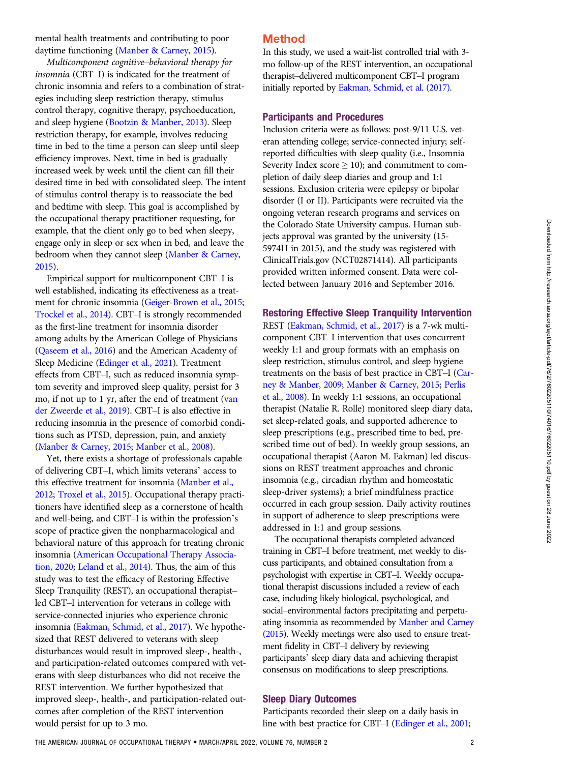mental health treatments and contributing to poor daytime functioning (Manber & Carney, 2015).

*Multicomponent cognitive–behavioral therapy for insomnia* (CBT–I) is indicated for the treatment of chronic insomnia and refers to a combination of strategies including sleep restriction therapy, stimulus control therapy, cognitive therapy, psychoeducation, and sleep hygiene (Bootzin & Manber, 2013). Sleep restriction therapy, for example, involves reducing time in bed to the time a person can sleep until sleep efficiency improves. Next, time in bed is gradually increased week by week until the client can fill their desired time in bed with consolidated sleep. The intent of stimulus control therapy is to reassociate the bed and bedtime with sleep. This goal is accomplished by the occupational therapy practitioner requesting, for example, that the client only go to bed when sleepy, engage only in sleep or sex when in bed, and leave the bedroom when they cannot sleep (Manber & Carney, 2015).

Empirical support for multicomponent CBT–I is well established, indicating its effectiveness as a treatment for chronic insomnia (Geiger-Brown et al., 2015; Trockel et al., 2014). CBT–I is strongly recommended as the first-line treatment for insomnia disorder among adults by the American College of Physicians (Qaseem et al., 2016) and the American Academy of Sleep Medicine (Edinger et al., 2021). Treatment effects from CBT–I, such as reduced insomnia symptom severity and improved sleep quality, persist for 3 mo, if not up to 1 yr, after the end of treatment (van der Zweerde et al., 2019). CBT–I is also effective in reducing insomnia in the presence of comorbid conditions such as PTSD, depression, pain, and anxiety (Manber & Carney, 2015; Manber et al., 2008).

Yet, there exists a shortage of professionals capable of delivering CBT–I, which limits veterans' access to this effective treatment for insomnia (Manber et al., 2012; Troxel et al., 2015). Occupational therapy practitioners have identified sleep as a cornerstone of health and well-being, and CBT–I is within the profession's scope of practice given the nonpharmacological and behavioral nature of this approach for treating chronic insomnia (American Occupational Therapy Association, 2020; Leland et al., 2014). Thus, the aim of this study was to test the efficacy of Restoring Effective Sleep Tranquility (REST), an occupational therapist–led CBT–I intervention for veterans in college with service-connected injuries who experience chronic insomnia (Eakman, Schmid, et al., 2017). We hypothesized that REST delivered to veterans with sleep disturbances would result in improved sleep-, health-, and participation-related outcomes compared with veterans with sleep disturbances who did not receive the REST intervention. We further hypothesized that improved sleep-, health-, and participation-related outcomes after completion of the REST intervention would persist for up to 3 mo.

## Method

In this study, we used a wait-list controlled trial with 3-mo follow-up of the REST intervention, an occupational therapist–delivered multicomponent CBT–I program initially reported by Eakman, Schmid, et al. (2017).

### Participants and Procedures

Inclusion criteria were as follows: post-9/11 U.S. veteran attending college; service-connected injury; self-reported difficulties with sleep quality (i.e., Insomnia Severity Index score ≥ 10); and commitment to completion of daily sleep diaries and group and 1:1 sessions. Exclusion criteria were epilepsy or bipolar disorder (I or II). Participants were recruited via the ongoing veteran research programs and services on the Colorado State University campus. Human subjects approval was granted by the university (15-5974H in 2015), and the study was registered with ClinicalTrials.gov (NCT02871414). All participants provided written informed consent. Data were collected between January 2016 and September 2016.

### Restoring Effective Sleep Tranquility Intervention

REST (Eakman, Schmid, et al., 2017) is a 7-wk multicomponent CBT–I intervention that uses concurrent weekly 1:1 and group formats with an emphasis on sleep restriction, stimulus control, and sleep hygiene treatments on the basis of best practice in CBT–I (Carney & Manber, 2009; Manber & Carney, 2015; Perlis et al., 2008). In weekly 1:1 sessions, an occupational therapist (Natalie R. Rolle) monitored sleep diary data, set sleep-related goals, and supported adherence to sleep prescriptions (e.g., prescribed time to bed, prescribed time out of bed). In weekly group sessions, an occupational therapist (Aaron M. Eakman) led discussions on REST treatment approaches and chronic insomnia (e.g., circadian rhythm and homeostatic sleep-driver systems); a brief mindfulness practice occurred in each group session. Daily activity routines in support of adherence to sleep prescriptions were addressed in 1:1 and group sessions.

The occupational therapists completed advanced training in CBT–I before treatment, met weekly to discuss participants, and obtained consultation from a psychologist with expertise in CBT–I. Weekly occupational therapist discussions included a review of each case, including likely biological, psychological, and social–environmental factors precipitating and perpetuating insomnia as recommended by Manber and Carney (2015). Weekly meetings were also used to ensure treatment fidelity in CBT–I delivery by reviewing participants' sleep diary data and achieving therapist consensus on modifications to sleep prescriptions.

### Sleep Diary Outcomes

Participants recorded their sleep on a daily basis in line with best practice for CBT–I (Edinger et al., 2001;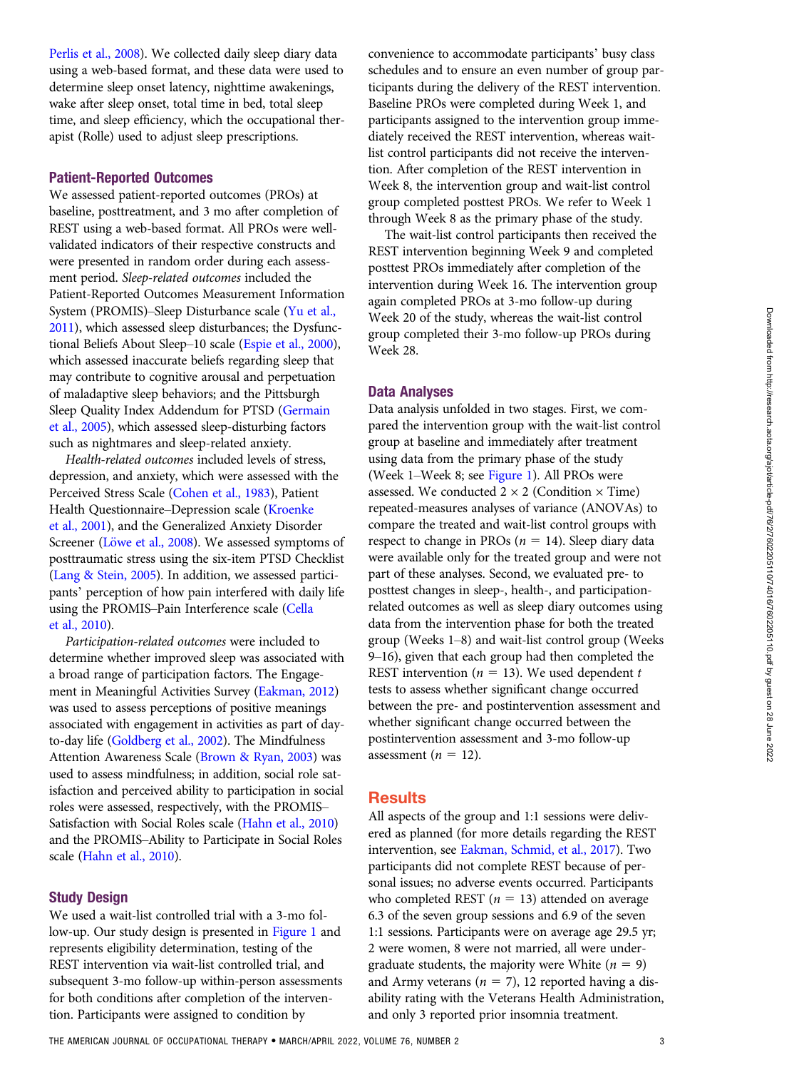Perlis et al., 2008). We collected daily sleep diary data using a web-based format, and these data were used to determine sleep onset latency, nighttime awakenings, wake after sleep onset, total time in bed, total sleep time, and sleep efficiency, which the occupational therapist (Rolle) used to adjust sleep prescriptions.

### Patient-Reported Outcomes

We assessed patient-reported outcomes (PROs) at baseline, posttreatment, and 3 mo after completion of REST using a web-based format. All PROs were well-validated indicators of their respective constructs and were presented in random order during each assessment period. *Sleep-related outcomes* included the Patient-Reported Outcomes Measurement Information System (PROMIS)–Sleep Disturbance scale (Yu et al., 2011), which assessed sleep disturbances; the Dysfunctional Beliefs About Sleep–10 scale (Espie et al., 2000), which assessed inaccurate beliefs regarding sleep that may contribute to cognitive arousal and perpetuation of maladaptive sleep behaviors; and the Pittsburgh Sleep Quality Index Addendum for PTSD (Germain et al., 2005), which assessed sleep-disturbing factors such as nightmares and sleep-related anxiety.

*Health-related outcomes* included levels of stress, depression, and anxiety, which were assessed with the Perceived Stress Scale (Cohen et al., 1983), Patient Health Questionnaire–Depression scale (Kroenke et al., 2001), and the Generalized Anxiety Disorder Screener (Löwe et al., 2008). We assessed symptoms of posttraumatic stress using the six-item PTSD Checklist (Lang & Stein, 2005). In addition, we assessed participants' perception of how pain interfered with daily life using the PROMIS–Pain Interference scale (Cella et al., 2010).

*Participation-related outcomes* were included to determine whether improved sleep was associated with a broad range of participation factors. The Engagement in Meaningful Activities Survey (Eakman, 2012) was used to assess perceptions of positive meanings associated with engagement in activities as part of day-to-day life (Goldberg et al., 2002). The Mindfulness Attention Awareness Scale (Brown & Ryan, 2003) was used to assess mindfulness; in addition, social role satisfaction and perceived ability to participation in social roles were assessed, respectively, with the PROMIS–Satisfaction with Social Roles scale (Hahn et al., 2010) and the PROMIS–Ability to Participate in Social Roles scale (Hahn et al., 2010).

### Study Design

We used a wait-list controlled trial with a 3-mo follow-up. Our study design is presented in Figure 1 and represents eligibility determination, testing of the REST intervention via wait-list controlled trial, and subsequent 3-mo follow-up within-person assessments for both conditions after completion of the intervention. Participants were assigned to condition by convenience to accommodate participants' busy class schedules and to ensure an even number of group participants during the delivery of the REST intervention. Baseline PROs were completed during Week 1, and participants assigned to the intervention group immediately received the REST intervention, whereas wait-list control participants did not receive the intervention. After completion of the REST intervention in Week 8, the intervention group and wait-list control group completed posttest PROs. We refer to Week 1 through Week 8 as the primary phase of the study.

The wait-list control participants then received the REST intervention beginning Week 9 and completed posttest PROs immediately after completion of the intervention during Week 16. The intervention group again completed PROs at 3-mo follow-up during Week 20 of the study, whereas the wait-list control group completed their 3-mo follow-up PROs during Week 28.

### Data Analyses

Data analysis unfolded in two stages. First, we compared the intervention group with the wait-list control group at baseline and immediately after treatment using data from the primary phase of the study (Week 1–Week 8; see Figure 1). All PROs were assessed. We conducted 2 × 2 (Condition × Time) repeated-measures analyses of variance (ANOVAs) to compare the treated and wait-list control groups with respect to change in PROs ($n = 14$). Sleep diary data were available only for the treated group and were not part of these analyses. Second, we evaluated pre- to posttest changes in sleep-, health-, and participation-related outcomes as well as sleep diary outcomes using data from the intervention phase for both the treated group (Weeks 1–8) and wait-list control group (Weeks 9–16), given that each group had then completed the REST intervention ($n = 13$). We used dependent $t$ tests to assess whether significant change occurred between the pre- and postintervention assessment and whether significant change occurred between the postintervention assessment and 3-mo follow-up assessment ($n = 12$).

## Results

All aspects of the group and 1:1 sessions were delivered as planned (for more details regarding the REST intervention, see Eakman, Schmid, et al., 2017). Two participants did not complete REST because of personal issues; no adverse events occurred. Participants who completed REST ($n = 13$) attended on average 6.3 of the seven group sessions and 6.9 of the seven 1:1 sessions. Participants were on average age 29.5 yr; 2 were women, 8 were not married, all were undergraduate students, the majority were White ($n = 9$) and Army veterans ($n = 7$), 12 reported having a disability rating with the Veterans Health Administration, and only 3 reported prior insomnia treatment.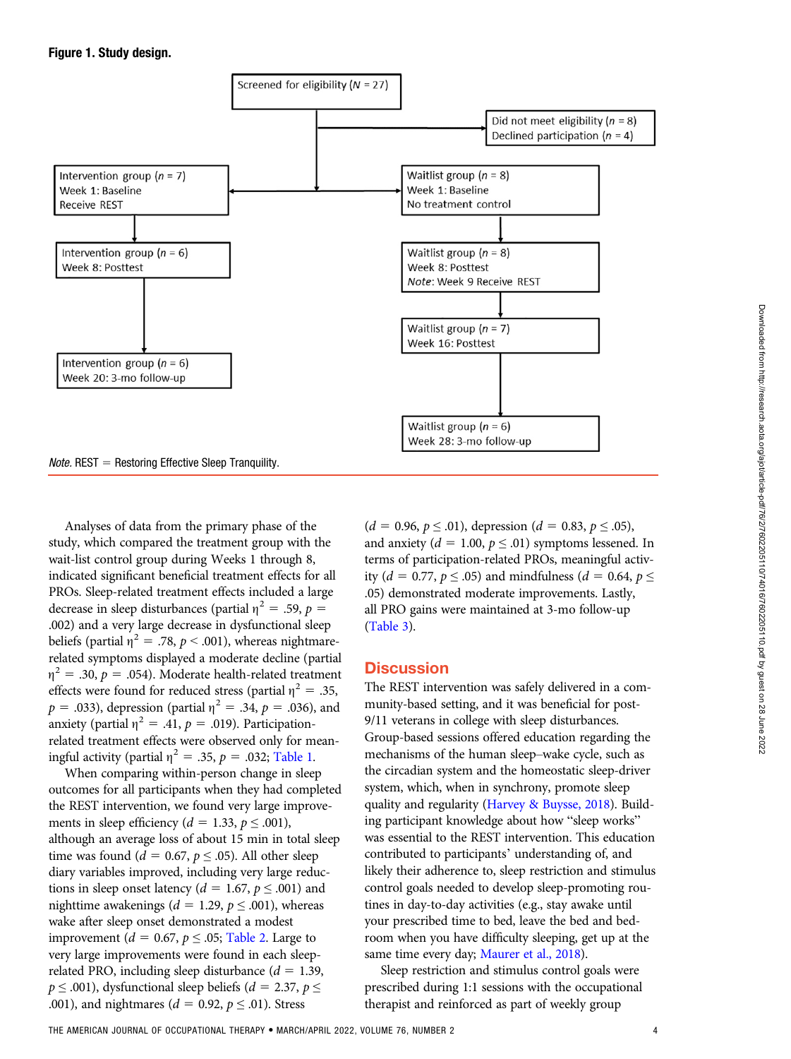**Figure 1. Study design.**

Screened for eligibility ($N$ = 27)

Did not meet eligibility ($n$ = 8)
Declined participation ($n$ = 4)

Intervention group ($n$ = 7)
Week 1: Baseline
Receive REST

Waitlist group ($n$ = 8)
Week 1: Baseline
No treatment control

Intervention group ($n$ = 6)
Week 8: Posttest

Waitlist group ($n$ = 8)
Week 8: Posttest
*Note*: Week 9 Receive REST

Waitlist group ($n$ = 7)
Week 16: Posttest

Intervention group ($n$ = 6)
Week 20: 3-mo follow-up

Waitlist group ($n$ = 6)
Week 28: 3-mo follow-up

*Note.* REST = Restoring Effective Sleep Tranquility.

Analyses of data from the primary phase of the study, which compared the treatment group with the wait-list control group during Weeks 1 through 8, indicated significant beneficial treatment effects for all PROs. Sleep-related treatment effects included a large decrease in sleep disturbances (partial $\eta^2$ = .59, $p$ = .002) and a very large decrease in dysfunctional sleep beliefs (partial $\eta^2$ = .78, $p$ < .001), whereas nightmare-related symptoms displayed a moderate decline (partial $\eta^2$ = .30, $p$ = .054). Moderate health-related treatment effects were found for reduced stress (partial $\eta^2$ = .35, $p$ = .033), depression (partial $\eta^2$ = .34, $p$ = .036), and anxiety (partial $\eta^2$ = .41, $p$ = .019). Participation-related treatment effects were observed only for meaningful activity (partial $\eta^2$ = .35, $p$ = .032; Table 1.

When comparing within-person change in sleep outcomes for all participants when they had completed the REST intervention, we found very large improvements in sleep efficiency ($d$ = 1.33, $p \leq$ .001), although an average loss of about 15 min in total sleep time was found ($d$ = 0.67, $p \leq$ .05). All other sleep diary variables improved, including very large reductions in sleep onset latency ($d$ = 1.67, $p \leq$ .001) and nighttime awakenings ($d$ = 1.29, $p \leq$ .001), whereas wake after sleep onset demonstrated a modest improvement ($d$ = 0.67, $p \leq$ .05; Table 2. Large to very large improvements were found in each sleep-related PRO, including sleep disturbance ($d$ = 1.39, $p \leq$ .001), dysfunctional sleep beliefs ($d$ = 2.37, $p \leq$ .001), and nightmares ($d$ = 0.92, $p \leq$ .01). Stress ($d$ = 0.96, $p \leq$ .01), depression ($d$ = 0.83, $p \leq$ .05), and anxiety ($d$ = 1.00, $p \leq$ .01) symptoms lessened. In terms of participation-related PROs, meaningful activity ($d$ = 0.77, $p \leq$ .05) and mindfulness ($d$ = 0.64, $p \leq$ .05) demonstrated moderate improvements. Lastly, all PRO gains were maintained at 3-mo follow-up (Table 3).

## Discussion

The REST intervention was safely delivered in a community-based setting, and it was beneficial for post-9/11 veterans in college with sleep disturbances. Group-based sessions offered education regarding the mechanisms of the human sleep–wake cycle, such as the circadian system and the homeostatic sleep-driver system, which, when in synchrony, promote sleep quality and regularity (Harvey & Buysse, 2018). Building participant knowledge about how "sleep works" was essential to the REST intervention. This education contributed to participants' understanding of, and likely their adherence to, sleep restriction and stimulus control goals needed to develop sleep-promoting routines in day-to-day activities (e.g., stay awake until your prescribed time to bed, leave the bed and bedroom when you have difficulty sleeping, get up at the same time every day; Maurer et al., 2018).

Sleep restriction and stimulus control goals were prescribed during 1:1 sessions with the occupational therapist and reinforced as part of weekly group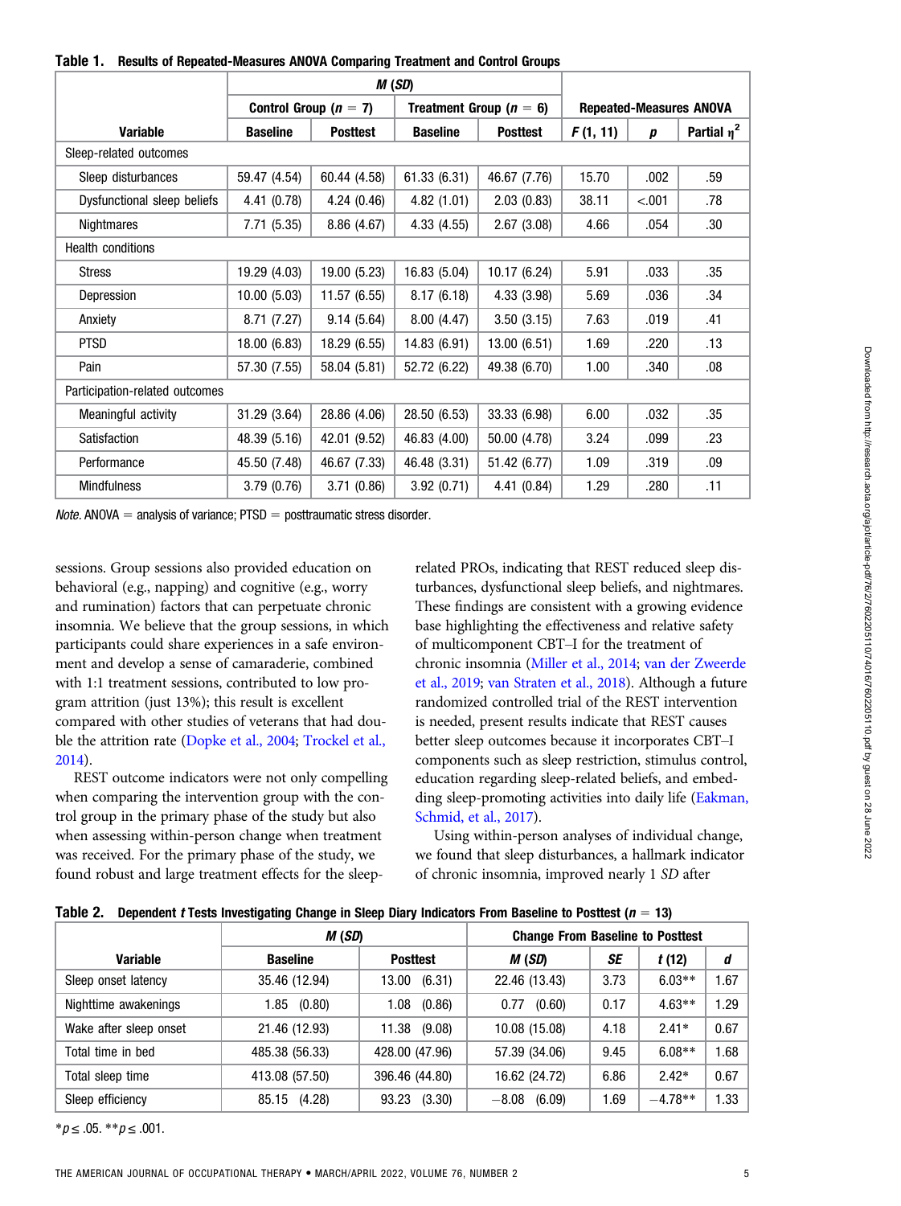**Table 1. Results of Repeated-Measures ANOVA Comparing Treatment and Control Groups**

| Variable | *M* (*SD*) | | | | Repeated-Measures ANOVA | | |
|---|---|---|---|---|---|---|---|
| | Control Group ($n = 7$) | | Treatment Group ($n = 6$) | | | | |
| | Baseline | Posttest | Baseline | Posttest | $F$ (1, 11) | $p$ | Partial $\eta^2$ |
| Sleep-related outcomes | | | | | | | |
| Sleep disturbances | 59.47 (4.54) | 60.44 (4.58) | 61.33 (6.31) | 46.67 (7.76) | 15.70 | .002 | .59 |
| Dysfunctional sleep beliefs | 4.41 (0.78) | 4.24 (0.46) | 4.82 (1.01) | 2.03 (0.83) | 38.11 | <.001 | .78 |
| Nightmares | 7.71 (5.35) | 8.86 (4.67) | 4.33 (4.55) | 2.67 (3.08) | 4.66 | .054 | .30 |
| Health conditions | | | | | | | |
| Stress | 19.29 (4.03) | 19.00 (5.23) | 16.83 (5.04) | 10.17 (6.24) | 5.91 | .033 | .35 |
| Depression | 10.00 (5.03) | 11.57 (6.55) | 8.17 (6.18) | 4.33 (3.98) | 5.69 | .036 | .34 |
| Anxiety | 8.71 (7.27) | 9.14 (5.64) | 8.00 (4.47) | 3.50 (3.15) | 7.63 | .019 | .41 |
| PTSD | 18.00 (6.83) | 18.29 (6.55) | 14.83 (6.91) | 13.00 (6.51) | 1.69 | .220 | .13 |
| Pain | 57.30 (7.55) | 58.04 (5.81) | 52.72 (6.22) | 49.38 (6.70) | 1.00 | .340 | .08 |
| Participation-related outcomes | | | | | | | |
| Meaningful activity | 31.29 (3.64) | 28.86 (4.06) | 28.50 (6.53) | 33.33 (6.98) | 6.00 | .032 | .35 |
| Satisfaction | 48.39 (5.16) | 42.01 (9.52) | 46.83 (4.00) | 50.00 (4.78) | 3.24 | .099 | .23 |
| Performance | 45.50 (7.48) | 46.67 (7.33) | 46.48 (3.31) | 51.42 (6.77) | 1.09 | .319 | .09 |
| Mindfulness | 3.79 (0.76) | 3.71 (0.86) | 3.92 (0.71) | 4.41 (0.84) | 1.29 | .280 | .11 |

*Note.* ANOVA = analysis of variance; PTSD = posttraumatic stress disorder.

sessions. Group sessions also provided education on behavioral (e.g., napping) and cognitive (e.g., worry and rumination) factors that can perpetuate chronic insomnia. We believe that the group sessions, in which participants could share experiences in a safe environment and develop a sense of camaraderie, combined with 1:1 treatment sessions, contributed to low program attrition (just 13%); this result is excellent compared with other studies of veterans that had double the attrition rate (Dopke et al., 2004; Trockel et al., 2014).

REST outcome indicators were not only compelling when comparing the intervention group with the control group in the primary phase of the study but also when assessing within-person change when treatment was received. For the primary phase of the study, we found robust and large treatment effects for the sleep-related PROs, indicating that REST reduced sleep disturbances, dysfunctional sleep beliefs, and nightmares. These findings are consistent with a growing evidence base highlighting the effectiveness and relative safety of multicomponent CBT–I for the treatment of chronic insomnia (Miller et al., 2014; van der Zweerde et al., 2019; van Straten et al., 2018). Although a future randomized controlled trial of the REST intervention is needed, present results indicate that REST causes better sleep outcomes because it incorporates CBT–I components such as sleep restriction, stimulus control, education regarding sleep-related beliefs, and embedding sleep-promoting activities into daily life (Eakman, Schmid, et al., 2017).

Using within-person analyses of individual change, we found that sleep disturbances, a hallmark indicator of chronic insomnia, improved nearly 1 *SD* after

**Table 2. Dependent *t* Tests Investigating Change in Sleep Diary Indicators From Baseline to Posttest ($n = 13$)**

| Variable | *M* (*SD*) | | Change From Baseline to Posttest | | | |
|---|---|---|---|---|---|---|
| | Baseline | Posttest | *M* (*SD*) | *SE* | $t$ (12) | $d$ |
| Sleep onset latency | 35.46 (12.94) | 13.00 (6.31) | 22.46 (13.43) | 3.73 | 6.03** | 1.67 |
| Nighttime awakenings | 1.85 (0.80) | 1.08 (0.86) | 0.77 (0.60) | 0.17 | 4.63** | 1.29 |
| Wake after sleep onset | 21.46 (12.93) | 11.38 (9.08) | 10.08 (15.08) | 4.18 | 2.41* | 0.67 |
| Total time in bed | 485.38 (56.33) | 428.00 (47.96) | 57.39 (34.06) | 9.45 | 6.08** | 1.68 |
| Total sleep time | 413.08 (57.50) | 396.46 (44.80) | 16.62 (24.72) | 6.86 | 2.42* | 0.67 |
| Sleep efficiency | 85.15 (4.28) | 93.23 (3.30) | −8.08 (6.09) | 1.69 | −4.78** | 1.33 |

*$p \leq .05$. **$p \leq .001$.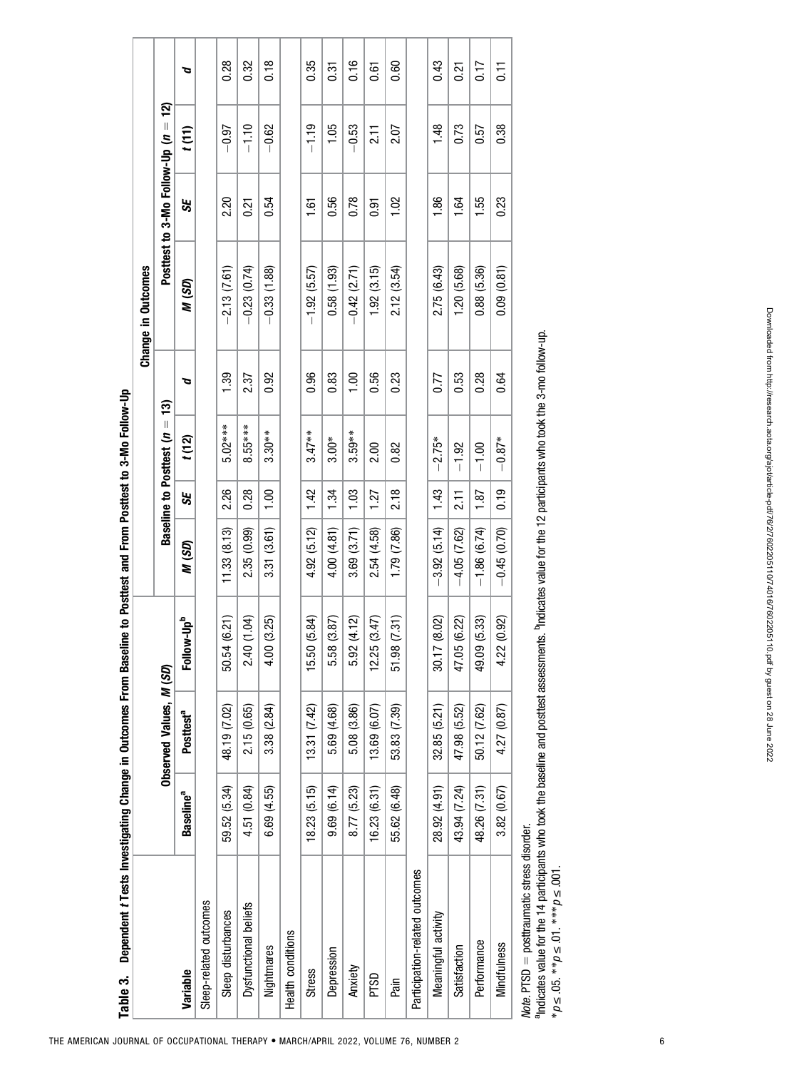**Table 3. Dependent *t* Tests Investigating Change in Outcomes From Baseline to Posttest and From Posttest to 3-Mo Follow-Up**

| Variable | Observed Values, *M* (*SD*) | | | Change in Outcomes | | | | | | | |
|---|---|---|---|---|---|---|---|---|---|---|---|
| | | | | Baseline to Posttest ($n = 13$) | | | | Posttest to 3-Mo Follow-Up ($n = 12$) | | | |
| | Baseline[a] | Posttest[a] | Follow-Up[b] | *M* (*SD*) | *SE* | *t* (12) | *d* | *M* (*SD*) | *SE* | *t* (11) | *d* |
| Sleep-related outcomes | | | | | | | | | | | |
| Sleep disturbances | 59.52 (5.34) | 48.19 (7.02) | 50.54 (6.21) | 11.33 (8.13) | 2.26 | 5.02*** | 1.39 | −2.13 (7.61) | 2.20 | −0.97 | 0.28 |
| Dysfunctional beliefs | 4.51 (0.84) | 2.15 (0.65) | 2.40 (1.04) | 2.35 (0.99) | 0.28 | 8.55*** | 2.37 | −0.23 (0.74) | 0.21 | −1.10 | 0.32 |
| Nightmares | 6.69 (4.55) | 3.38 (2.84) | 4.00 (3.25) | 3.31 (3.61) | 1.00 | 3.30** | 0.92 | −0.33 (1.88) | 0.54 | −0.62 | 0.18 |
| Health conditions | | | | | | | | | | | |
| Stress | 18.23 (5.15) | 13.31 (7.42) | 15.50 (5.84) | 4.92 (5.12) | 1.42 | 3.47** | 0.96 | −1.92 (5.57) | 1.61 | −1.19 | 0.35 |
| Depression | 9.69 (6.14) | 5.69 (4.68) | 5.58 (3.87) | 4.00 (4.81) | 1.34 | 3.00* | 0.83 | 0.58 (1.93) | 0.56 | 1.05 | 0.31 |
| Anxiety | 8.77 (5.23) | 5.08 (3.86) | 5.92 (4.12) | 3.69 (3.71) | 1.03 | 3.59** | 1.00 | −0.42 (2.71) | 0.78 | −0.53 | 0.16 |
| PTSD | 16.23 (6.31) | 13.69 (6.07) | 12.25 (3.47) | 2.54 (4.58) | 1.27 | 2.00 | 0.56 | 1.92 (3.15) | 0.91 | 2.11 | 0.61 |
| Pain | 55.62 (6.48) | 53.83 (7.39) | 51.98 (7.31) | 1.79 (7.86) | 2.18 | 0.82 | 0.23 | 2.12 (3.54) | 1.02 | 2.07 | 0.60 |
| Participation-related outcomes | | | | | | | | | | | |
| Meaningful activity | 28.92 (4.91) | 32.85 (5.21) | 30.17 (8.02) | −3.92 (5.14) | 1.43 | −2.75* | 0.77 | 2.75 (6.43) | 1.86 | 1.48 | 0.43 |
| Satisfaction | 43.94 (7.24) | 47.98 (5.52) | 47.05 (6.22) | −4.05 (7.62) | 2.11 | −1.92 | 0.53 | 1.20 (5.68) | 1.64 | 0.73 | 0.21 |
| Performance | 48.26 (7.31) | 50.12 (7.62) | 49.09 (5.33) | −1.86 (6.74) | 1.87 | −1.00 | 0.28 | 0.88 (5.36) | 1.55 | 0.57 | 0.17 |
| Mindfulness | 3.82 (0.67) | 4.27 (0.87) | 4.22 (0.92) | −0.45 (0.70) | 0.19 | −0.87* | 0.64 | 0.09 (0.81) | 0.23 | 0.38 | 0.11 |

*Note.* PTSD = posttraumatic stress disorder.
[a]Indicates value for the 14 participants who took the baseline and posttest assessments. [b]Indicates value for the 12 participants who took the 3-mo follow-up.
*$p \leq .05$. **$p \leq .01$. ***$p \leq .001$.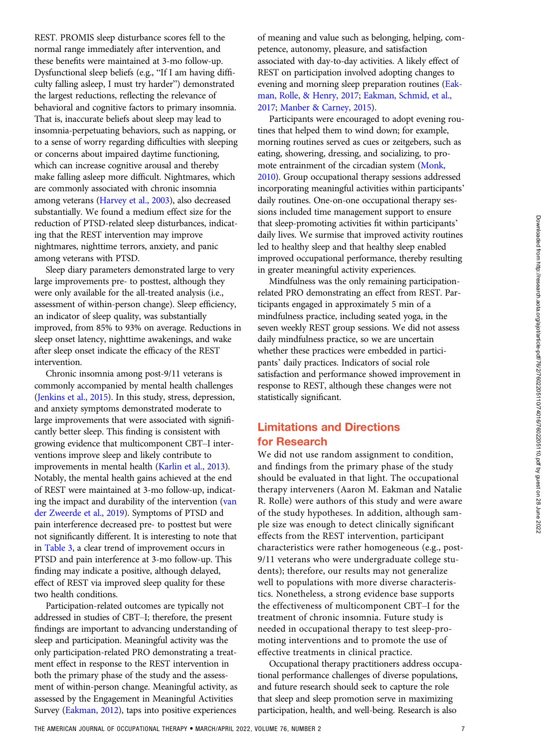REST. PROMIS sleep disturbance scores fell to the normal range immediately after intervention, and these benefits were maintained at 3-mo follow-up. Dysfunctional sleep beliefs (e.g., "If I am having difficulty falling asleep, I must try harder") demonstrated the largest reductions, reflecting the relevance of behavioral and cognitive factors to primary insomnia. That is, inaccurate beliefs about sleep may lead to insomnia-perpetuating behaviors, such as napping, or to a sense of worry regarding difficulties with sleeping or concerns about impaired daytime functioning, which can increase cognitive arousal and thereby make falling asleep more difficult. Nightmares, which are commonly associated with chronic insomnia among veterans (Harvey et al., 2003), also decreased substantially. We found a medium effect size for the reduction of PTSD-related sleep disturbances, indicating that the REST intervention may improve nightmares, nighttime terrors, anxiety, and panic among veterans with PTSD.

Sleep diary parameters demonstrated large to very large improvements pre- to posttest, although they were only available for the all-treated analysis (i.e., assessment of within-person change). Sleep efficiency, an indicator of sleep quality, was substantially improved, from 85% to 93% on average. Reductions in sleep onset latency, nighttime awakenings, and wake after sleep onset indicate the efficacy of the REST intervention.

Chronic insomnia among post-9/11 veterans is commonly accompanied by mental health challenges (Jenkins et al., 2015). In this study, stress, depression, and anxiety symptoms demonstrated moderate to large improvements that were associated with significantly better sleep. This finding is consistent with growing evidence that multicomponent CBT–I interventions improve sleep and likely contribute to improvements in mental health (Karlin et al., 2013). Notably, the mental health gains achieved at the end of REST were maintained at 3-mo follow-up, indicating the impact and durability of the intervention (van der Zweerde et al., 2019). Symptoms of PTSD and pain interference decreased pre- to posttest but were not significantly different. It is interesting to note that in Table 3, a clear trend of improvement occurs in PTSD and pain interference at 3-mo follow-up. This finding may indicate a positive, although delayed, effect of REST via improved sleep quality for these two health conditions.

Participation-related outcomes are typically not addressed in studies of CBT–I; therefore, the present findings are important to advancing understanding of sleep and participation. Meaningful activity was the only participation-related PRO demonstrating a treatment effect in response to the REST intervention in both the primary phase of the study and the assessment of within-person change. Meaningful activity, as assessed by the Engagement in Meaningful Activities Survey (Eakman, 2012), taps into positive experiences of meaning and value such as belonging, helping, competence, autonomy, pleasure, and satisfaction associated with day-to-day activities. A likely effect of REST on participation involved adopting changes to evening and morning sleep preparation routines (Eakman, Rolle, & Henry, 2017; Eakman, Schmid, et al., 2017; Manber & Carney, 2015).

Participants were encouraged to adopt evening routines that helped them to wind down; for example, morning routines served as cues or zeitgebers, such as eating, showering, dressing, and socializing, to promote entrainment of the circadian system (Monk, 2010). Group occupational therapy sessions addressed incorporating meaningful activities within participants' daily routines. One-on-one occupational therapy sessions included time management support to ensure that sleep-promoting activities fit within participants' daily lives. We surmise that improved activity routines led to healthy sleep and that healthy sleep enabled improved occupational performance, thereby resulting in greater meaningful activity experiences.

Mindfulness was the only remaining participation-related PRO demonstrating an effect from REST. Participants engaged in approximately 5 min of a mindfulness practice, including seated yoga, in the seven weekly REST group sessions. We did not assess daily mindfulness practice, so we are uncertain whether these practices were embedded in participants' daily practices. Indicators of social role satisfaction and performance showed improvement in response to REST, although these changes were not statistically significant.

## Limitations and Directions for Research

We did not use random assignment to condition, and findings from the primary phase of the study should be evaluated in that light. The occupational therapy interveners (Aaron M. Eakman and Natalie R. Rolle) were authors of this study and were aware of the study hypotheses. In addition, although sample size was enough to detect clinically significant effects from the REST intervention, participant characteristics were rather homogeneous (e.g., post-9/11 veterans who were undergraduate college students); therefore, our results may not generalize well to populations with more diverse characteristics. Nonetheless, a strong evidence base supports the effectiveness of multicomponent CBT–I for the treatment of chronic insomnia. Future study is needed in occupational therapy to test sleep-promoting interventions and to promote the use of effective treatments in clinical practice.

Occupational therapy practitioners address occupational performance challenges of diverse populations, and future research should seek to capture the role that sleep and sleep promotion serve in maximizing participation, health, and well-being. Research is also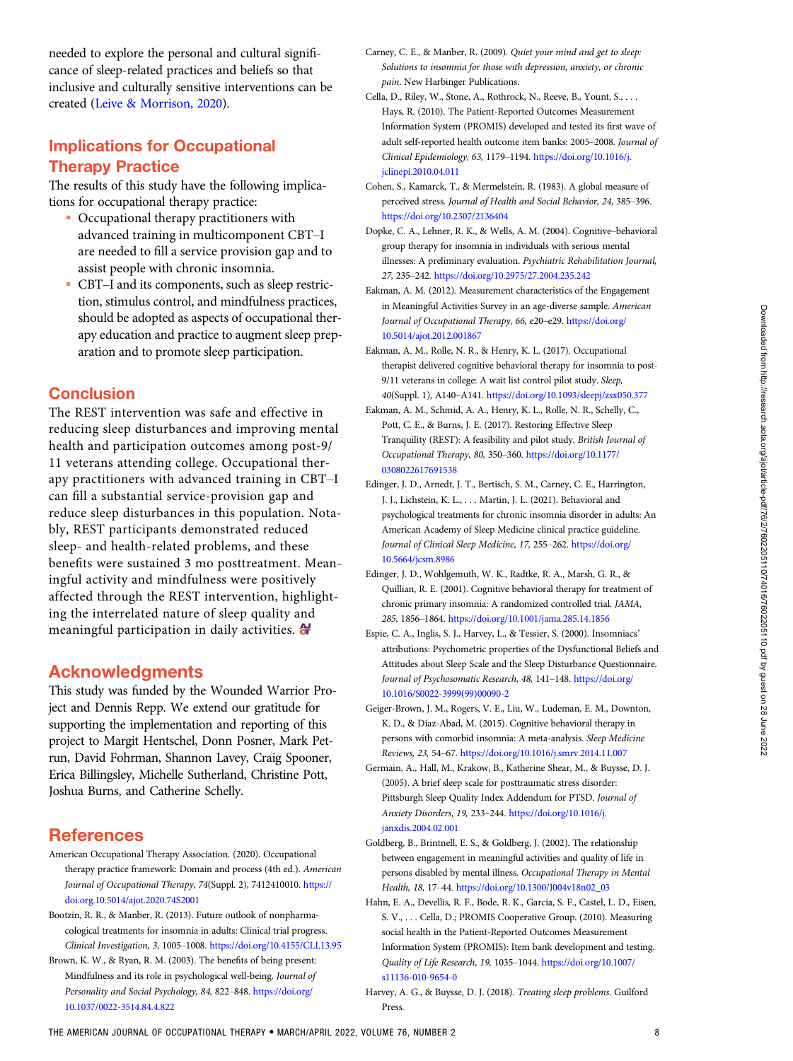needed to explore the personal and cultural significance of sleep-related practices and beliefs so that inclusive and culturally sensitive interventions can be created (Leive & Morrison, 2020).

## Implications for Occupational Therapy Practice

The results of this study have the following implications for occupational therapy practice:

- Occupational therapy practitioners with advanced training in multicomponent CBT–I are needed to fill a service provision gap and to assist people with chronic insomnia.
- CBT–I and its components, such as sleep restriction, stimulus control, and mindfulness practices, should be adopted as aspects of occupational therapy education and practice to augment sleep preparation and to promote sleep participation.

## Conclusion

The REST intervention was safe and effective in reducing sleep disturbances and improving mental health and participation outcomes among post-9/11 veterans attending college. Occupational therapy practitioners with advanced training in CBT–I can fill a substantial service-provision gap and reduce sleep disturbances in this population. Notably, REST participants demonstrated reduced sleep- and health-related problems, and these benefits were sustained 3 mo posttreatment. Meaningful activity and mindfulness were positively affected through the REST intervention, highlighting the interrelated nature of sleep quality and meaningful participation in daily activities.

## Acknowledgments

This study was funded by the Wounded Warrior Project and Dennis Repp. We extend our gratitude for supporting the implementation and reporting of this project to Margit Hentschel, Donn Posner, Mark Petrun, David Fohrman, Shannon Lavey, Craig Spooner, Erica Billingsley, Michelle Sutherland, Christine Pott, Joshua Burns, and Catherine Schelly.

## References

American Occupational Therapy Association. (2020). Occupational therapy practice framework: Domain and process (4th ed.). *American Journal of Occupational Therapy*, *74*(Suppl. 2), 7412410010. https://doi.org.10.5014/ajot.2020.74S2001

Bootzin, R. R., & Manber, R. (2013). Future outlook of nonpharmacological treatments for insomnia in adults: Clinical trial progress. *Clinical Investigation, 3,* 1005–1008. https://doi.org/10.4155/CLI.13.95

Brown, K. W., & Ryan, R. M. (2003). The benefits of being present: Mindfulness and its role in psychological well-being. *Journal of Personality and Social Psychology, 84,* 822–848. https://doi.org/10.1037/0022-3514.84.4.822

Carney, C. E., & Manber, R. (2009). *Quiet your mind and get to sleep: Solutions to insomnia for those with depression, anxiety, or chronic pain.* New Harbinger Publications.

Cella, D., Riley, W., Stone, A., Rothrock, N., Reeve, B., Yount, S., . . . Hays, R. (2010). The Patient-Reported Outcomes Measurement Information System (PROMIS) developed and tested its first wave of adult self-reported health outcome item banks: 2005–2008. *Journal of Clinical Epidemiology, 63,* 1179–1194. https://doi.org/10.1016/j.jclinepi.2010.04.011

Cohen, S., Kamarck, T., & Mermelstein, R. (1983). A global measure of perceived stress. *Journal of Health and Social Behavior, 24,* 385–396. https://doi.org/10.2307/2136404

Dopke, C. A., Lehner, R. K., & Wells, A. M. (2004). Cognitive–behavioral group therapy for insomnia in individuals with serious mental illnesses: A preliminary evaluation. *Psychiatric Rehabilitation Journal, 27,* 235–242. https://doi.org/10.2975/27.2004.235.242

Eakman, A. M. (2012). Measurement characteristics of the Engagement in Meaningful Activities Survey in an age-diverse sample. *American Journal of Occupational Therapy, 66,* e20–e29. https://doi.org/10.5014/ajot.2012.001867

Eakman, A. M., Rolle, N. R., & Henry, K. L. (2017). Occupational therapist delivered cognitive behavioral therapy for insomnia to post-9/11 veterans in college: A wait list control pilot study. *Sleep, 40*(Suppl. 1), A140–A141. https://doi.org/10.1093/sleepj/zsx050.377

Eakman, A. M., Schmid, A. A., Henry, K. L., Rolle, N. R., Schelly, C., Pott, C. E., & Burns, J. E. (2017). Restoring Effective Sleep Tranquility (REST): A feasibility and pilot study. *British Journal of Occupational Therapy, 80,* 350–360. https://doi.org/10.1177/0308022617691538

Edinger, J. D., Arnedt, J. T., Bertisch, S. M., Carney, C. E., Harrington, J. J., Lichstein, K. L., . . . Martin, J. L. (2021). Behavioral and psychological treatments for chronic insomnia disorder in adults: An American Academy of Sleep Medicine clinical practice guideline. *Journal of Clinical Sleep Medicine, 17,* 255–262. https://doi.org/10.5664/jcsm.8986

Edinger, J. D., Wohlgemuth, W. K., Radtke, R. A., Marsh, G. R., & Quillian, R. E. (2001). Cognitive behavioral therapy for treatment of chronic primary insomnia: A randomized controlled trial. *JAMA, 285,* 1856–1864. https://doi.org/10.1001/jama.285.14.1856

Espie, C. A., Inglis, S. J., Harvey, L., & Tessier, S. (2000). Insomniacs' attributions: Psychometric properties of the Dysfunctional Beliefs and Attitudes about Sleep Scale and the Sleep Disturbance Questionnaire. *Journal of Psychosomatic Research, 48,* 141–148. https://doi.org/10.1016/S0022-3999(99)00090-2

Geiger-Brown, J. M., Rogers, V. E., Liu, W., Ludeman, E. M., Downton, K. D., & Diaz-Abad, M. (2015). Cognitive behavioral therapy in persons with comorbid insomnia: A meta-analysis. *Sleep Medicine Reviews, 23,* 54–67. https://doi.org/10.1016/j.smrv.2014.11.007

Germain, A., Hall, M., Krakow, B., Katherine Shear, M., & Buysse, D. J. (2005). A brief sleep scale for posttraumatic stress disorder: Pittsburgh Sleep Quality Index Addendum for PTSD. *Journal of Anxiety Disorders, 19,* 233–244. https://doi.org/10.1016/j.janxdis.2004.02.001

Goldberg, B., Brintnell, E. S., & Goldberg, J. (2002). The relationship between engagement in meaningful activities and quality of life in persons disabled by mental illness. *Occupational Therapy in Mental Health, 18,* 17–44. https://doi.org/10.1300/J004v18n02_03

Hahn, E. A., Devellis, R. F., Bode, R. K., Garcia, S. F., Castel, L. D., Eisen, S. V., . . . Cella, D.; PROMIS Cooperative Group. (2010). Measuring social health in the Patient-Reported Outcomes Measurement Information System (PROMIS): Item bank development and testing. *Quality of Life Research, 19,* 1035–1044. https://doi.org/10.1007/s11136-010-9654-0

Harvey, A. G., & Buysse, D. J. (2018). *Treating sleep problems.* Guilford Press.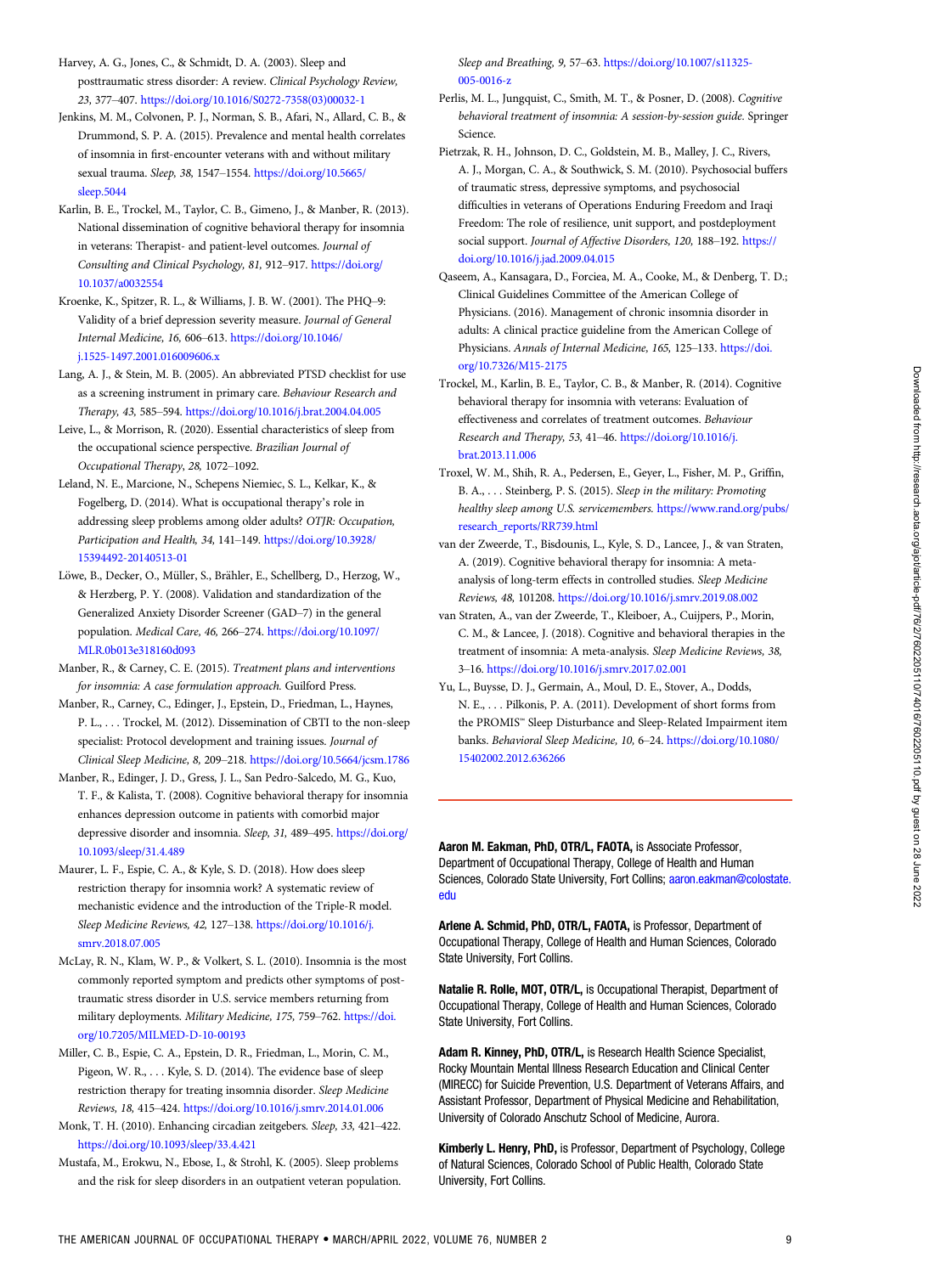Harvey, A. G., Jones, C., & Schmidt, D. A. (2003). Sleep and posttraumatic stress disorder: A review. *Clinical Psychology Review, 23,* 377–407. https://doi.org/10.1016/S0272-7358(03)00032-1

Jenkins, M. M., Colvonen, P. J., Norman, S. B., Afari, N., Allard, C. B., & Drummond, S. P. A. (2015). Prevalence and mental health correlates of insomnia in first-encounter veterans with and without military sexual trauma. *Sleep, 38,* 1547–1554. https://doi.org/10.5665/sleep.5044

Karlin, B. E., Trockel, M., Taylor, C. B., Gimeno, J., & Manber, R. (2013). National dissemination of cognitive behavioral therapy for insomnia in veterans: Therapist- and patient-level outcomes. *Journal of Consulting and Clinical Psychology, 81,* 912–917. https://doi.org/10.1037/a0032554

Kroenke, K., Spitzer, R. L., & Williams, J. B. W. (2001). The PHQ–9: Validity of a brief depression severity measure. *Journal of General Internal Medicine, 16,* 606–613. https://doi.org/10.1046/j.1525-1497.2001.016009606.x

Lang, A. J., & Stein, M. B. (2005). An abbreviated PTSD checklist for use as a screening instrument in primary care. *Behaviour Research and Therapy, 43,* 585–594. https://doi.org/10.1016/j.brat.2004.04.005

Leive, L., & Morrison, R. (2020). Essential characteristics of sleep from the occupational science perspective. *Brazilian Journal of Occupational Therapy, 28,* 1072–1092.

Leland, N. E., Marcione, N., Schepens Niemiec, S. L., Kelkar, K., & Fogelberg, D. (2014). What is occupational therapy's role in addressing sleep problems among older adults? *OTJR: Occupation, Participation and Health, 34,* 141–149. https://doi.org/10.3928/15394492-20140513-01

Löwe, B., Decker, O., Müller, S., Brähler, E., Schellberg, D., Herzog, W., & Herzberg, P. Y. (2008). Validation and standardization of the Generalized Anxiety Disorder Screener (GAD–7) in the general population. *Medical Care, 46,* 266–274. https://doi.org/10.1097/MLR.0b013e318160d093

Manber, R., & Carney, C. E. (2015). *Treatment plans and interventions for insomnia: A case formulation approach.* Guilford Press.

Manber, R., Carney, C., Edinger, J., Epstein, D., Friedman, L., Haynes, P. L., . . . Trockel, M. (2012). Dissemination of CBTI to the non-sleep specialist: Protocol development and training issues. *Journal of Clinical Sleep Medicine, 8,* 209–218. https://doi.org/10.5664/jcsm.1786

Manber, R., Edinger, J. D., Gress, J. L., San Pedro-Salcedo, M. G., Kuo, T. F., & Kalista, T. (2008). Cognitive behavioral therapy for insomnia enhances depression outcome in patients with comorbid major depressive disorder and insomnia. *Sleep, 31,* 489–495. https://doi.org/10.1093/sleep/31.4.489

Maurer, L. F., Espie, C. A., & Kyle, S. D. (2018). How does sleep restriction therapy for insomnia work? A systematic review of mechanistic evidence and the introduction of the Triple-R model. *Sleep Medicine Reviews, 42,* 127–138. https://doi.org/10.1016/j.smrv.2018.07.005

McLay, R. N., Klam, W. P., & Volkert, S. L. (2010). Insomnia is the most commonly reported symptom and predicts other symptoms of post-traumatic stress disorder in U.S. service members returning from military deployments. *Military Medicine, 175,* 759–762. https://doi.org/10.7205/MILMED-D-10-00193

Miller, C. B., Espie, C. A., Epstein, D. R., Friedman, L., Morin, C. M., Pigeon, W. R., . . . Kyle, S. D. (2014). The evidence base of sleep restriction therapy for treating insomnia disorder. *Sleep Medicine Reviews, 18,* 415–424. https://doi.org/10.1016/j.smrv.2014.01.006

Monk, T. H. (2010). Enhancing circadian zeitgebers. *Sleep, 33,* 421–422. https://doi.org/10.1093/sleep/33.4.421

Mustafa, M., Erokwu, N., Ebose, I., & Strohl, K. (2005). Sleep problems and the risk for sleep disorders in an outpatient veteran population. *Sleep and Breathing, 9,* 57–63. https://doi.org/10.1007/s11325-005-0016-z

Perlis, M. L., Jungquist, C., Smith, M. T., & Posner, D. (2008). *Cognitive behavioral treatment of insomnia: A session-by-session guide.* Springer Science.

Pietrzak, R. H., Johnson, D. C., Goldstein, M. B., Malley, J. C., Rivers, A. J., Morgan, C. A., & Southwick, S. M. (2010). Psychosocial buffers of traumatic stress, depressive symptoms, and psychosocial difficulties in veterans of Operations Enduring Freedom and Iraqi Freedom: The role of resilience, unit support, and postdeployment social support. *Journal of Affective Disorders, 120,* 188–192. https://doi.org/10.1016/j.jad.2009.04.015

Qaseem, A., Kansagara, D., Forciea, M. A., Cooke, M., & Denberg, T. D.; Clinical Guidelines Committee of the American College of Physicians. (2016). Management of chronic insomnia disorder in adults: A clinical practice guideline from the American College of Physicians. *Annals of Internal Medicine, 165,* 125–133. https://doi.org/10.7326/M15-2175

Trockel, M., Karlin, B. E., Taylor, C. B., & Manber, R. (2014). Cognitive behavioral therapy for insomnia with veterans: Evaluation of effectiveness and correlates of treatment outcomes. *Behaviour Research and Therapy, 53,* 41–46. https://doi.org/10.1016/j.brat.2013.11.006

Troxel, W. M., Shih, R. A., Pedersen, E., Geyer, L., Fisher, M. P., Griffin, B. A., . . . Steinberg, P. S. (2015). *Sleep in the military: Promoting healthy sleep among U.S. servicemembers.* https://www.rand.org/pubs/research_reports/RR739.html

van der Zweerde, T., Bisdounis, L., Kyle, S. D., Lancee, J., & van Straten, A. (2019). Cognitive behavioral therapy for insomnia: A meta-analysis of long-term effects in controlled studies. *Sleep Medicine Reviews, 48,* 101208. https://doi.org/10.1016/j.smrv.2019.08.002

van Straten, A., van der Zweerde, T., Kleiboer, A., Cuijpers, P., Morin, C. M., & Lancee, J. (2018). Cognitive and behavioral therapies in the treatment of insomnia: A meta-analysis. *Sleep Medicine Reviews, 38,* 3–16. https://doi.org/10.1016/j.smrv.2017.02.001

Yu, L., Buysse, D. J., Germain, A., Moul, D. E., Stover, A., Dodds, N. E., . . . Pilkonis, P. A. (2011). Development of short forms from the PROMIS™ Sleep Disturbance and Sleep-Related Impairment item banks. *Behavioral Sleep Medicine, 10,* 6–24. https://doi.org/10.1080/15402002.2012.636266

---

**Aaron M. Eakman, PhD, OTR/L, FAOTA,** is Associate Professor, Department of Occupational Therapy, College of Health and Human Sciences, Colorado State University, Fort Collins; aaron.eakman@colostate.edu

**Arlene A. Schmid, PhD, OTR/L, FAOTA,** is Professor, Department of Occupational Therapy, College of Health and Human Sciences, Colorado State University, Fort Collins.

**Natalie R. Rolle, MOT, OTR/L,** is Occupational Therapist, Department of Occupational Therapy, College of Health and Human Sciences, Colorado State University, Fort Collins.

**Adam R. Kinney, PhD, OTR/L,** is Research Health Science Specialist, Rocky Mountain Mental Illness Research Education and Clinical Center (MIRECC) for Suicide Prevention, U.S. Department of Veterans Affairs, and Assistant Professor, Department of Physical Medicine and Rehabilitation, University of Colorado Anschutz School of Medicine, Aurora.

**Kimberly L. Henry, PhD,** is Professor, Department of Psychology, College of Natural Sciences, Colorado School of Public Health, Colorado State University, Fort Collins.